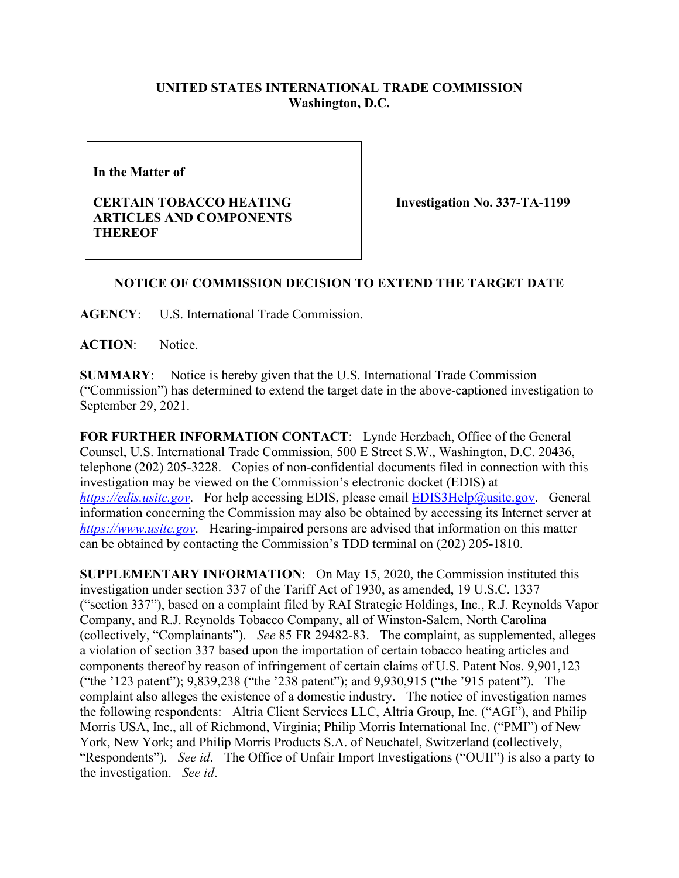**UNITED STATES INTERNATIONAL TRADE COMMISSION**
**Washington, D.C.**

| | |
|---|---|
| **In the Matter of**<br><br>**CERTAIN TOBACCO HEATING ARTICLES AND COMPONENTS THEREOF** | **Investigation No. 337-TA-1199** |

**NOTICE OF COMMISSION DECISION TO EXTEND THE TARGET DATE**

**AGENCY**: U.S. International Trade Commission.

**ACTION**: Notice.

**SUMMARY**: Notice is hereby given that the U.S. International Trade Commission ("Commission") has determined to extend the target date in the above-captioned investigation to September 29, 2021.

**FOR FURTHER INFORMATION CONTACT**: Lynde Herzbach, Office of the General Counsel, U.S. International Trade Commission, 500 E Street S.W., Washington, D.C. 20436, telephone (202) 205-3228. Copies of non-confidential documents filed in connection with this investigation may be viewed on the Commission's electronic docket (EDIS) at *https://edis.usitc.gov*. For help accessing EDIS, please email EDIS3Help@usitc.gov. General information concerning the Commission may also be obtained by accessing its Internet server at *https://www.usitc.gov*. Hearing-impaired persons are advised that information on this matter can be obtained by contacting the Commission's TDD terminal on (202) 205-1810.

**SUPPLEMENTARY INFORMATION**: On May 15, 2020, the Commission instituted this investigation under section 337 of the Tariff Act of 1930, as amended, 19 U.S.C. 1337 ("section 337"), based on a complaint filed by RAI Strategic Holdings, Inc., R.J. Reynolds Vapor Company, and R.J. Reynolds Tobacco Company, all of Winston-Salem, North Carolina (collectively, "Complainants"). *See* 85 FR 29482-83. The complaint, as supplemented, alleges a violation of section 337 based upon the importation of certain tobacco heating articles and components thereof by reason of infringement of certain claims of U.S. Patent Nos. 9,901,123 ("the '123 patent"); 9,839,238 ("the '238 patent"); and 9,930,915 ("the '915 patent"). The complaint also alleges the existence of a domestic industry. The notice of investigation names the following respondents: Altria Client Services LLC, Altria Group, Inc. ("AGI"), and Philip Morris USA, Inc., all of Richmond, Virginia; Philip Morris International Inc. ("PMI") of New York, New York; and Philip Morris Products S.A. of Neuchatel, Switzerland (collectively, "Respondents"). *See id*. The Office of Unfair Import Investigations ("OUII") is also a party to the investigation. *See id*.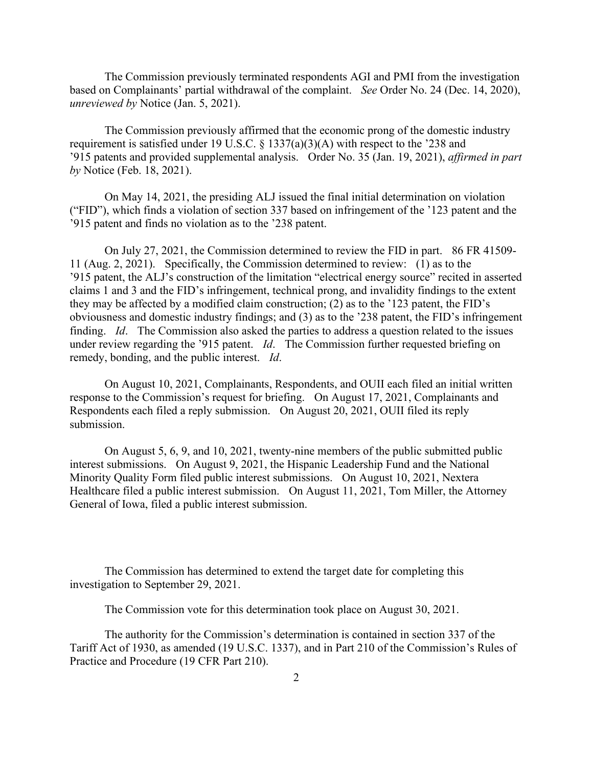The Commission previously terminated respondents AGI and PMI from the investigation based on Complainants' partial withdrawal of the complaint. *See* Order No. 24 (Dec. 14, 2020), *unreviewed by* Notice (Jan. 5, 2021).

The Commission previously affirmed that the economic prong of the domestic industry requirement is satisfied under 19 U.S.C. § 1337(a)(3)(A) with respect to the '238 and '915 patents and provided supplemental analysis. Order No. 35 (Jan. 19, 2021), *affirmed in part by* Notice (Feb. 18, 2021).

On May 14, 2021, the presiding ALJ issued the final initial determination on violation ("FID"), which finds a violation of section 337 based on infringement of the '123 patent and the '915 patent and finds no violation as to the '238 patent.

On July 27, 2021, the Commission determined to review the FID in part. 86 FR 41509-11 (Aug. 2, 2021). Specifically, the Commission determined to review: (1) as to the '915 patent, the ALJ's construction of the limitation "electrical energy source" recited in asserted claims 1 and 3 and the FID's infringement, technical prong, and invalidity findings to the extent they may be affected by a modified claim construction; (2) as to the '123 patent, the FID's obviousness and domestic industry findings; and (3) as to the '238 patent, the FID's infringement finding. *Id*. The Commission also asked the parties to address a question related to the issues under review regarding the '915 patent. *Id*. The Commission further requested briefing on remedy, bonding, and the public interest. *Id*.

On August 10, 2021, Complainants, Respondents, and OUII each filed an initial written response to the Commission's request for briefing. On August 17, 2021, Complainants and Respondents each filed a reply submission. On August 20, 2021, OUII filed its reply submission.

On August 5, 6, 9, and 10, 2021, twenty-nine members of the public submitted public interest submissions. On August 9, 2021, the Hispanic Leadership Fund and the National Minority Quality Form filed public interest submissions. On August 10, 2021, Nextera Healthcare filed a public interest submission. On August 11, 2021, Tom Miller, the Attorney General of Iowa, filed a public interest submission.

The Commission has determined to extend the target date for completing this investigation to September 29, 2021.

The Commission vote for this determination took place on August 30, 2021.

The authority for the Commission's determination is contained in section 337 of the Tariff Act of 1930, as amended (19 U.S.C. 1337), and in Part 210 of the Commission's Rules of Practice and Procedure (19 CFR Part 210).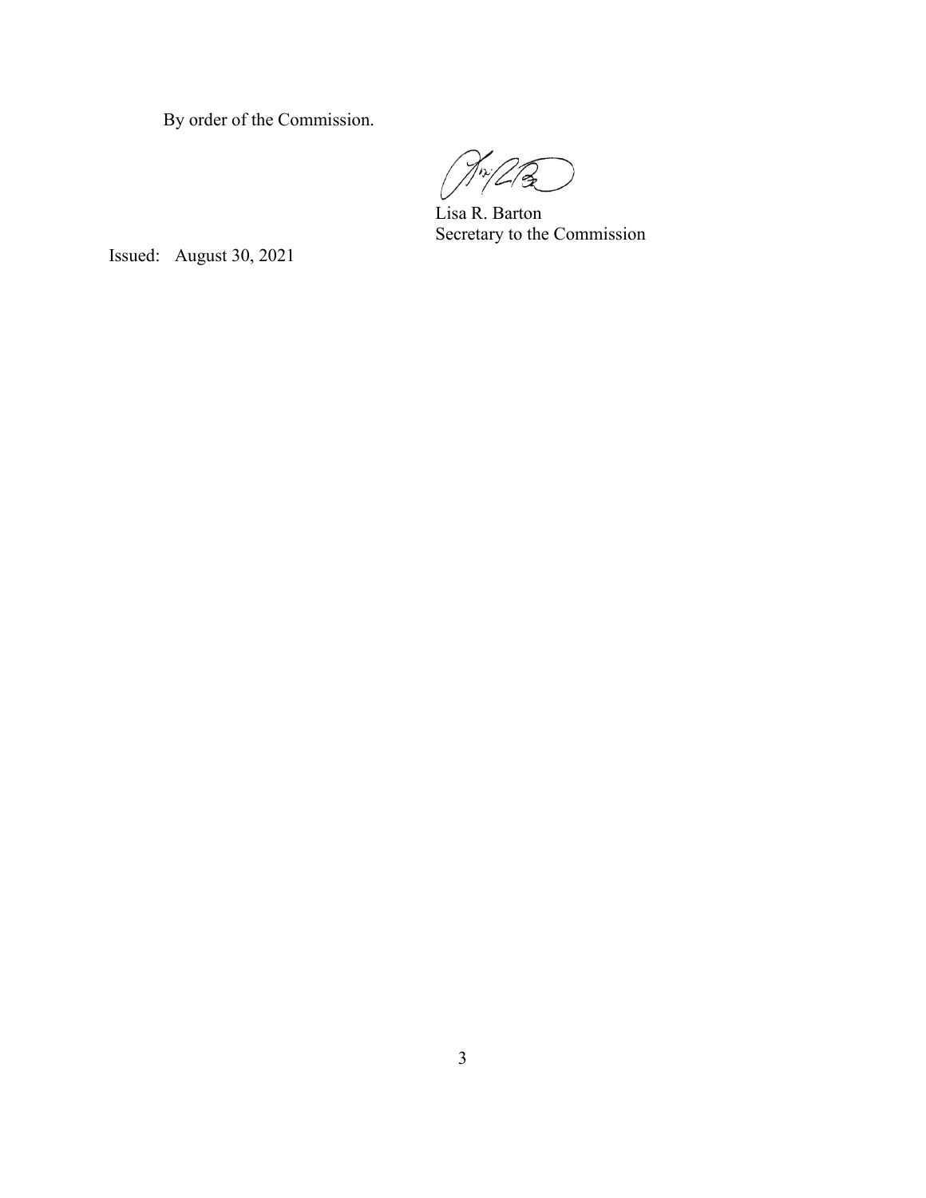By order of the Commission.

Lisa R. Barton
Secretary to the Commission

Issued: August 30, 2021